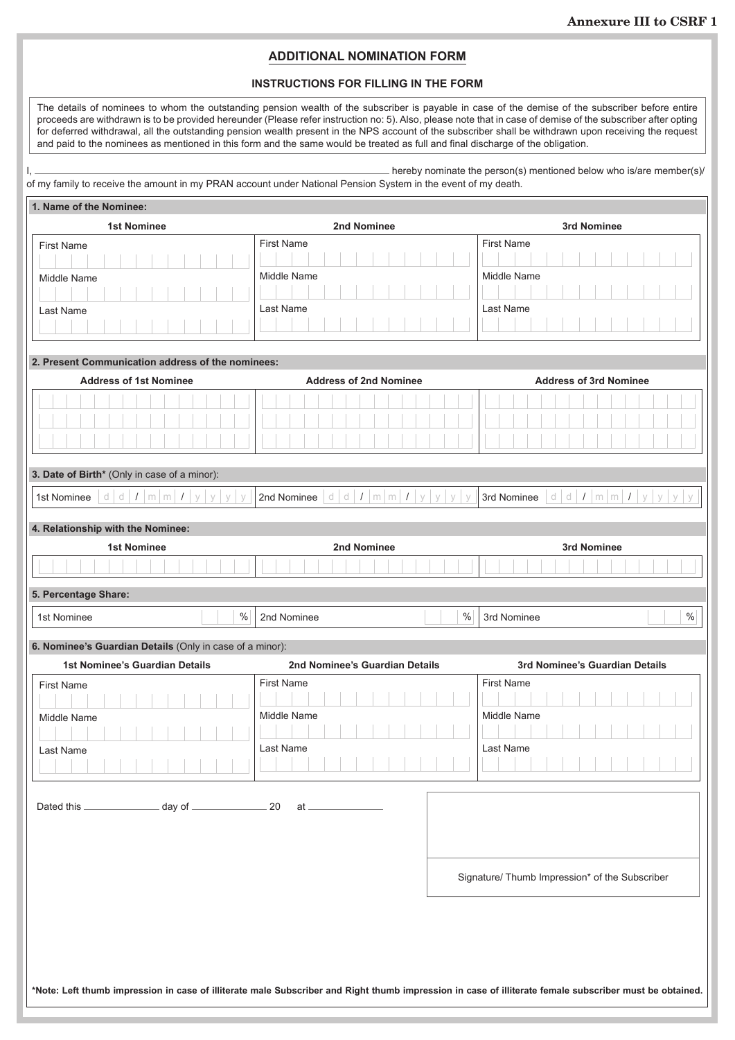**Annexure III to CSRF 1**

## ADDITIONAL NOMINATION FORM

### INSTRUCTIONS FOR FILLING IN THE FORM

The details of nominees to whom the outstanding pension wealth of the subscriber is payable in case of the demise of the subscriber before entire proceeds are withdrawn is to be provided hereunder (Please refer instruction no: 5). Also, please note that in case of demise of the subscriber after opting for deferred withdrawal, all the outstanding pension wealth present in the NPS account of the subscriber shall be withdrawn upon receiving the request and paid to the nominees as mentioned in this form and the same would be treated as full and final discharge of the obligation.

I, ______________________________ hereby nominate the person(s) mentioned below who is/are member(s)/ of my family to receive the amount in my PRAN account under National Pension System in the event of my death.

**1. Name of the Nominee:**

| 1st Nominee | 2nd Nominee | 3rd Nominee |
|---|---|---|
| First Name | First Name | First Name |
| Middle Name | Middle Name | Middle Name |
| Last Name | Last Name | Last Name |

**2. Present Communication address of the nominees:**

| Address of 1st Nominee | Address of 2nd Nominee | Address of 3rd Nominee |
|---|---|---|
| | | |

**3. Date of Birth*** (Only in case of a minor):

| 1st Nominee | d d / m m / y y y y | 2nd Nominee | d d / m m / y y y y | 3rd Nominee | d d / m m / y y y y |
|---|---|---|---|---|---|

**4. Relationship with the Nominee:**

| 1st Nominee | 2nd Nominee | 3rd Nominee |
|---|---|---|
| | | |

**5. Percentage Share:**

| 1st Nominee | % | 2nd Nominee | % | 3rd Nominee | % |
|---|---|---|---|---|---|

**6. Nominee's Guardian Details** (Only in case of a minor):

| 1st Nominee's Guardian Details | 2nd Nominee's Guardian Details | 3rd Nominee's Guardian Details |
|---|---|---|
| First Name | First Name | First Name |
| Middle Name | Middle Name | Middle Name |
| Last Name | Last Name | Last Name |

Dated this ____________ day of ____________ 20 at ____________

Signature/ Thumb Impression* of the Subscriber

***Note: Left thumb impression in case of illiterate male Subscriber and Right thumb impression in case of illiterate female subscriber must be obtained.**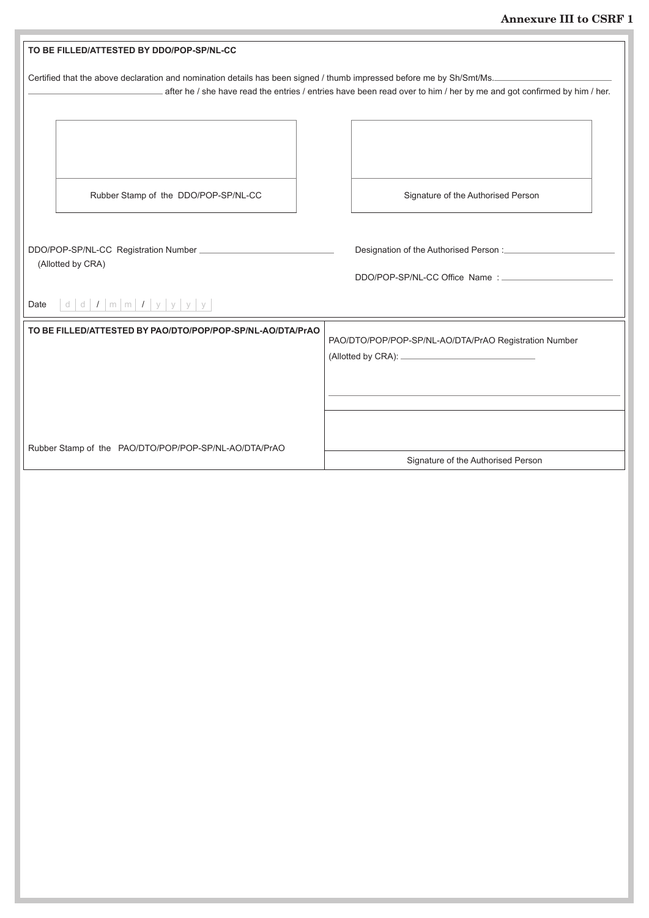**Annexure III to CSRF 1**

**TO BE FILLED/ATTESTED BY DDO/POP-SP/NL-CC**

Certified that the above declaration and nomination details has been signed / thumb impressed before me by Sh/Smt/Ms.\_\_\_\_\_\_\_\_\_\_\_\_\_\_\_\_\_\_\_\_\_\_\_\_\_\_\_\_\_\_\_\_\_\_\_\_\_\_\_\_\_\_\_\_\_\_\_\_\_\_\_\_\_\_ after he / she have read the entries / entries have been read over to him / her by me and got confirmed by him / her.

| | |
|---|---|
| | |
| Rubber Stamp of the DDO/POP-SP/NL-CC | Signature of the Authorised Person |

DDO/POP-SP/NL-CC Registration Number \_\_\_\_\_\_\_\_\_\_\_\_\_\_\_\_\_\_\_\_\_\_\_\_\_\_\_\_
(Allotted by CRA)

Designation of the Authorised Person : \_\_\_\_\_\_\_\_\_\_\_\_\_\_\_\_\_\_\_\_\_\_\_\_\_\_\_\_

DDO/POP-SP/NL-CC Office Name : \_\_\_\_\_\_\_\_\_\_\_\_\_\_\_\_\_\_\_\_\_\_\_\_\_\_\_\_

Date d d / m m / y y y y

**TO BE FILLED/ATTESTED BY PAO/DTO/POP/POP-SP/NL-AO/DTA/PrAO**

PAO/DTO/POP/POP-SP/NL-AO/DTA/PrAO Registration Number
(Allotted by CRA): \_\_\_\_\_\_\_\_\_\_\_\_\_\_\_\_\_\_\_\_\_\_\_\_\_\_\_\_

| | |
|---|---|
| | |
| Rubber Stamp of the PAO/DTO/POP/POP-SP/NL-AO/DTA/PrAO | Signature of the Authorised Person |